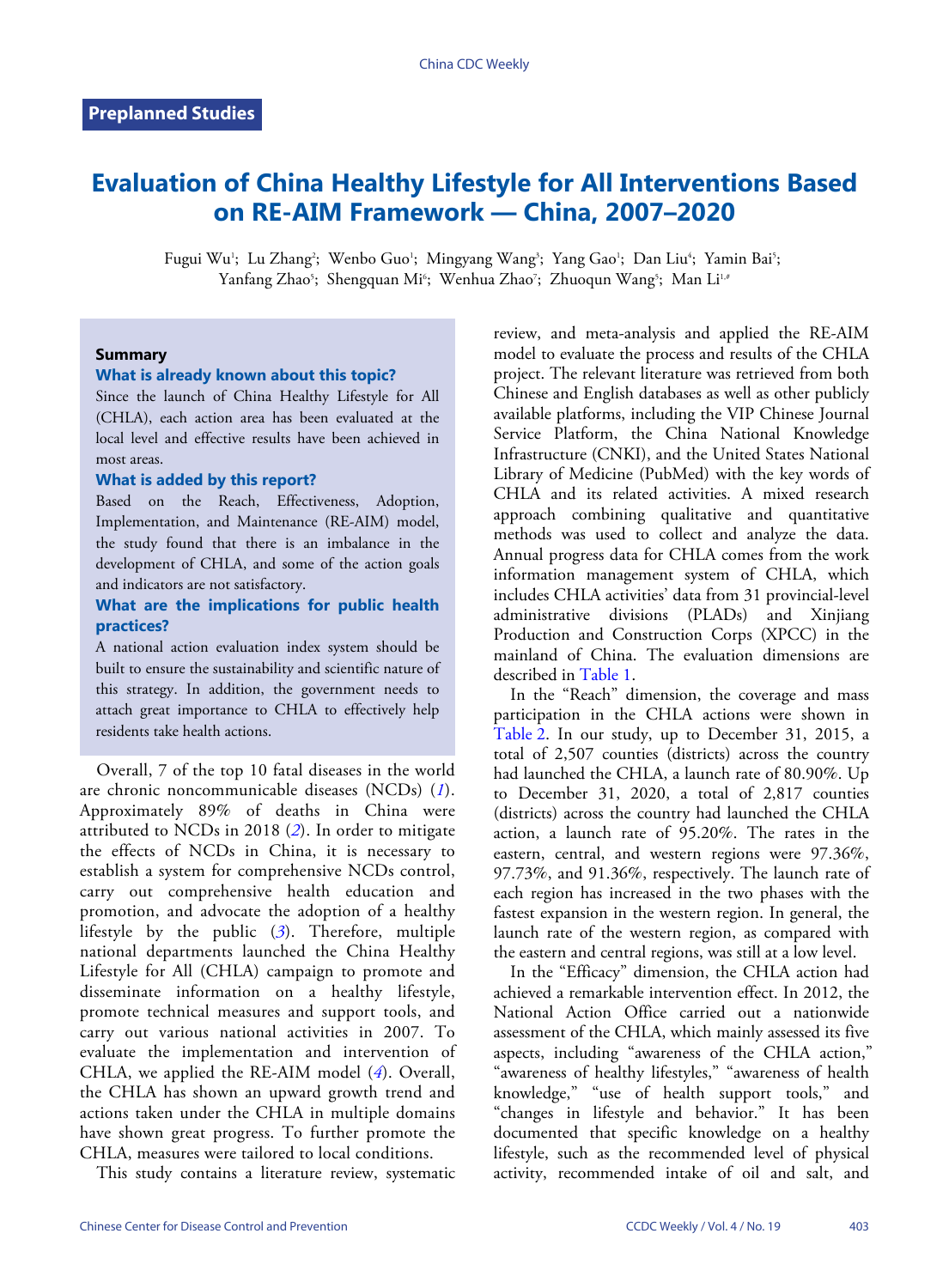Preplanned Studies

# Evaluation of China Healthy Lifestyle for All Interventions Based on RE-AIM Framework — China, 2007–2020

Fugui Wu[1]; Lu Zhang[2]; Wenbo Guo[1]; Mingyang Wang[3]; Yang Gao[1]; Dan Liu[4]; Yamin Bai[5]; Yanfang Zhao[5]; Shengquan Mi[6]; Wenhua Zhao[7]; Zhuoqun Wang[5]; Man Li[1,#]

### Summary

**What is already known about this topic?**

Since the launch of China Healthy Lifestyle for All (CHLA), each action area has been evaluated at the local level and effective results have been achieved in most areas.

**What is added by this report?**

Based on the Reach, Effectiveness, Adoption, Implementation, and Maintenance (RE-AIM) model, the study found that there is an imbalance in the development of CHLA, and some of the action goals and indicators are not satisfactory.

**What are the implications for public health practices?**

A national action evaluation index system should be built to ensure the sustainability and scientific nature of this strategy. In addition, the government needs to attach great importance to CHLA to effectively help residents take health actions.

Overall, 7 of the top 10 fatal diseases in the world are chronic noncommunicable diseases (NCDs) (*1*). Approximately 89% of deaths in China were attributed to NCDs in 2018 (*2*). In order to mitigate the effects of NCDs in China, it is necessary to establish a system for comprehensive NCDs control, carry out comprehensive health education and promotion, and advocate the adoption of a healthy lifestyle by the public (*3*). Therefore, multiple national departments launched the China Healthy Lifestyle for All (CHLA) campaign to promote and disseminate information on a healthy lifestyle, promote technical measures and support tools, and carry out various national activities in 2007. To evaluate the implementation and intervention of CHLA, we applied the RE-AIM model (*4*). Overall, the CHLA has shown an upward growth trend and actions taken under the CHLA in multiple domains have shown great progress. To further promote the CHLA, measures were tailored to local conditions.

This study contains a literature review, systematic review, and meta-analysis and applied the RE-AIM model to evaluate the process and results of the CHLA project. The relevant literature was retrieved from both Chinese and English databases as well as other publicly available platforms, including the VIP Chinese Journal Service Platform, the China National Knowledge Infrastructure (CNKI), and the United States National Library of Medicine (PubMed) with the key words of CHLA and its related activities. A mixed research approach combining qualitative and quantitative methods was used to collect and analyze the data. Annual progress data for CHLA comes from the work information management system of CHLA, which includes CHLA activities' data from 31 provincial-level administrative divisions (PLADs) and Xinjiang Production and Construction Corps (XPCC) in the mainland of China. The evaluation dimensions are described in Table 1.

In the "Reach" dimension, the coverage and mass participation in the CHLA actions were shown in Table 2. In our study, up to December 31, 2015, a total of 2,507 counties (districts) across the country had launched the CHLA, a launch rate of 80.90%. Up to December 31, 2020, a total of 2,817 counties (districts) across the country had launched the CHLA action, a launch rate of 95.20%. The rates in the eastern, central, and western regions were 97.36%, 97.73%, and 91.36%, respectively. The launch rate of each region has increased in the two phases with the fastest expansion in the western region. In general, the launch rate of the western region, as compared with the eastern and central regions, was still at a low level.

In the "Efficacy" dimension, the CHLA action had achieved a remarkable intervention effect. In 2012, the National Action Office carried out a nationwide assessment of the CHLA, which mainly assessed its five aspects, including "awareness of the CHLA action," "awareness of healthy lifestyles," "awareness of health knowledge," "use of health support tools," and "changes in lifestyle and behavior." It has been documented that specific knowledge on a healthy lifestyle, such as the recommended level of physical activity, recommended intake of oil and salt, and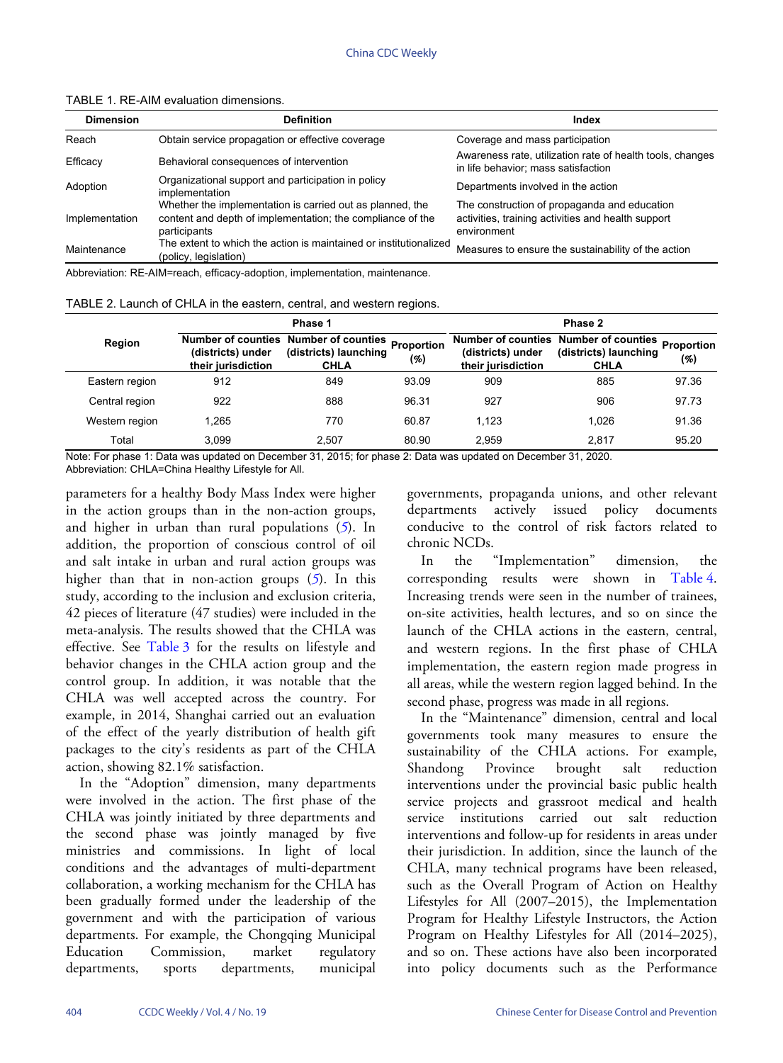TABLE 1. RE-AIM evaluation dimensions.

| Dimension | Definition | Index |
| --- | --- | --- |
| Reach | Obtain service propagation or effective coverage | Coverage and mass participation |
| Efficacy | Behavioral consequences of intervention | Awareness rate, utilization rate of health tools, changes in life behavior; mass satisfaction |
| Adoption | Organizational support and participation in policy implementation | Departments involved in the action |
| Implementation | Whether the implementation is carried out as planned, the content and depth of implementation; the compliance of the participants | The construction of propaganda and education activities, training activities and health support environment |
| Maintenance | The extent to which the action is maintained or institutionalized (policy, legislation) | Measures to ensure the sustainability of the action |

Abbreviation: RE-AIM=reach, efficacy-adoption, implementation, maintenance.

TABLE 2. Launch of CHLA in the eastern, central, and western regions.

| Region | Phase 1 | | | Phase 2 | | |
| --- | --- | --- | --- | --- | --- | --- |
| | Number of counties (districts) under their jurisdiction | Number of counties (districts) launching CHLA | Proportion (%) | Number of counties (districts) under their jurisdiction | Number of counties (districts) launching CHLA | Proportion (%) |
| Eastern region | 912 | 849 | 93.09 | 909 | 885 | 97.36 |
| Central region | 922 | 888 | 96.31 | 927 | 906 | 97.73 |
| Western region | 1,265 | 770 | 60.87 | 1,123 | 1,026 | 91.36 |
| Total | 3,099 | 2,507 | 80.90 | 2,959 | 2,817 | 95.20 |

Note: For phase 1: Data was updated on December 31, 2015; for phase 2: Data was updated on December 31, 2020.
Abbreviation: CHLA=China Healthy Lifestyle for All.

parameters for a healthy Body Mass Index were higher in the action groups than in the non-action groups, and higher in urban than rural populations (5). In addition, the proportion of conscious control of oil and salt intake in urban and rural action groups was higher than that in non-action groups (5). In this study, according to the inclusion and exclusion criteria, 42 pieces of literature (47 studies) were included in the meta-analysis. The results showed that the CHLA was effective. See Table 3 for the results on lifestyle and behavior changes in the CHLA action group and the control group. In addition, it was notable that the CHLA was well accepted across the country. For example, in 2014, Shanghai carried out an evaluation of the effect of the yearly distribution of health gift packages to the city's residents as part of the CHLA action, showing 82.1% satisfaction.

In the "Adoption" dimension, many departments were involved in the action. The first phase of the CHLA was jointly initiated by three departments and the second phase was jointly managed by five ministries and commissions. In light of local conditions and the advantages of multi-department collaboration, a working mechanism for the CHLA has been gradually formed under the leadership of the government and with the participation of various departments. For example, the Chongqing Municipal Education Commission, market regulatory departments, sports departments, municipal governments, propaganda unions, and other relevant departments actively issued policy documents conducive to the control of risk factors related to chronic NCDs.

In the "Implementation" dimension, the corresponding results were shown in Table 4. Increasing trends were seen in the number of trainees, on-site activities, health lectures, and so on since the launch of the CHLA actions in the eastern, central, and western regions. In the first phase of CHLA implementation, the eastern region made progress in all areas, while the western region lagged behind. In the second phase, progress was made in all regions.

In the "Maintenance" dimension, central and local governments took many measures to ensure the sustainability of the CHLA actions. For example, Shandong Province brought salt reduction interventions under the provincial basic public health service projects and grassroot medical and health service institutions carried out salt reduction interventions and follow-up for residents in areas under their jurisdiction. In addition, since the launch of the CHLA, many technical programs have been released, such as the Overall Program of Action on Healthy Lifestyles for All (2007–2015), the Implementation Program for Healthy Lifestyle Instructors, the Action Program on Healthy Lifestyles for All (2014–2025), and so on. These actions have also been incorporated into policy documents such as the Performance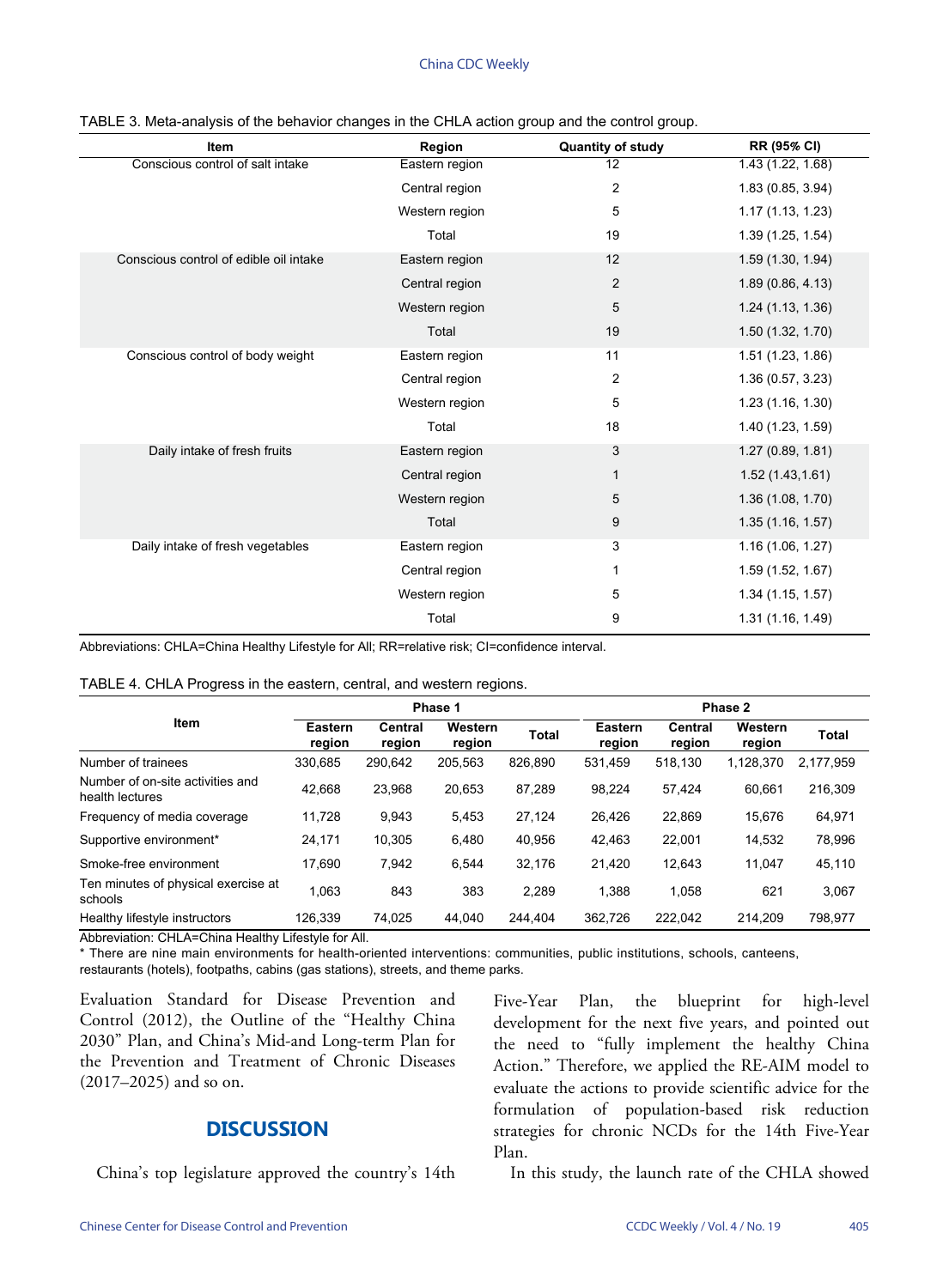TABLE 3. Meta-analysis of the behavior changes in the CHLA action group and the control group.

| Item | Region | Quantity of study | RR (95% CI) |
|---|---|---|---|
| Conscious control of salt intake | Eastern region | 12 | 1.43 (1.22, 1.68) |
| | Central region | 2 | 1.83 (0.85, 3.94) |
| | Western region | 5 | 1.17 (1.13, 1.23) |
| | Total | 19 | 1.39 (1.25, 1.54) |
| Conscious control of edible oil intake | Eastern region | 12 | 1.59 (1.30, 1.94) |
| | Central region | 2 | 1.89 (0.86, 4.13) |
| | Western region | 5 | 1.24 (1.13, 1.36) |
| | Total | 19 | 1.50 (1.32, 1.70) |
| Conscious control of body weight | Eastern region | 11 | 1.51 (1.23, 1.86) |
| | Central region | 2 | 1.36 (0.57, 3.23) |
| | Western region | 5 | 1.23 (1.16, 1.30) |
| | Total | 18 | 1.40 (1.23, 1.59) |
| Daily intake of fresh fruits | Eastern region | 3 | 1.27 (0.89, 1.81) |
| | Central region | 1 | 1.52 (1.43,1.61) |
| | Western region | 5 | 1.36 (1.08, 1.70) |
| | Total | 9 | 1.35 (1.16, 1.57) |
| Daily intake of fresh vegetables | Eastern region | 3 | 1.16 (1.06, 1.27) |
| | Central region | 1 | 1.59 (1.52, 1.67) |
| | Western region | 5 | 1.34 (1.15, 1.57) |
| | Total | 9 | 1.31 (1.16, 1.49) |

Abbreviations: CHLA=China Healthy Lifestyle for All; RR=relative risk; CI=confidence interval.

TABLE 4. CHLA Progress in the eastern, central, and western regions.

| Item | Phase 1 | | | | Phase 2 | | | |
|---|---|---|---|---|---|---|---|---|
| | Eastern region | Central region | Western region | Total | Eastern region | Central region | Western region | Total |
| Number of trainees | 330,685 | 290,642 | 205,563 | 826,890 | 531,459 | 518,130 | 1,128,370 | 2,177,959 |
| Number of on-site activities and health lectures | 42,668 | 23,968 | 20,653 | 87,289 | 98,224 | 57,424 | 60,661 | 216,309 |
| Frequency of media coverage | 11,728 | 9,943 | 5,453 | 27,124 | 26,426 | 22,869 | 15,676 | 64,971 |
| Supportive environment* | 24,171 | 10,305 | 6,480 | 40,956 | 42,463 | 22,001 | 14,532 | 78,996 |
| Smoke-free environment | 17,690 | 7,942 | 6,544 | 32,176 | 21,420 | 12,643 | 11,047 | 45,110 |
| Ten minutes of physical exercise at schools | 1,063 | 843 | 383 | 2,289 | 1,388 | 1,058 | 621 | 3,067 |
| Healthy lifestyle instructors | 126,339 | 74,025 | 44,040 | 244,404 | 362,726 | 222,042 | 214,209 | 798,977 |

Abbreviation: CHLA=China Healthy Lifestyle for All.

* There are nine main environments for health-oriented interventions: communities, public institutions, schools, canteens, restaurants (hotels), footpaths, cabins (gas stations), streets, and theme parks.

Evaluation Standard for Disease Prevention and Control (2012), the Outline of the "Healthy China 2030" Plan, and China's Mid-and Long-term Plan for the Prevention and Treatment of Chronic Diseases (2017–2025) and so on.

## DISCUSSION

China's top legislature approved the country's 14th Five-Year Plan, the blueprint for high-level development for the next five years, and pointed out the need to "fully implement the healthy China Action." Therefore, we applied the RE-AIM model to evaluate the actions to provide scientific advice for the formulation of population-based risk reduction strategies for chronic NCDs for the 14th Five-Year Plan.

In this study, the launch rate of the CHLA showed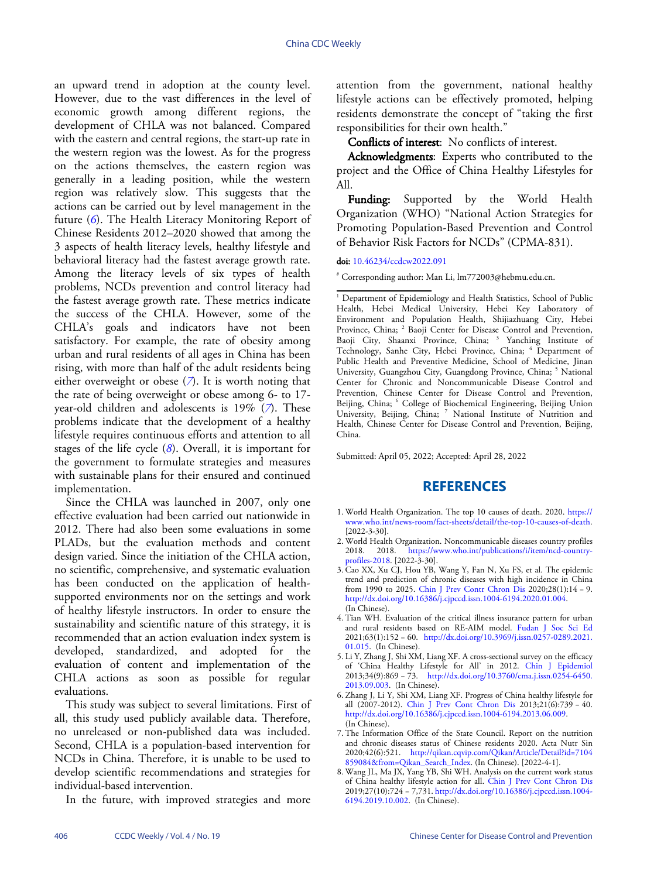an upward trend in adoption at the county level. However, due to the vast differences in the level of economic growth among different regions, the development of CHLA was not balanced. Compared with the eastern and central regions, the start-up rate in the western region was the lowest. As for the progress on the actions themselves, the eastern region was generally in a leading position, while the western region was relatively slow. This suggests that the actions can be carried out by level management in the future (*6*). The Health Literacy Monitoring Report of Chinese Residents 2012–2020 showed that among the 3 aspects of health literacy levels, healthy lifestyle and behavioral literacy had the fastest average growth rate. Among the literacy levels of six types of health problems, NCDs prevention and control literacy had the fastest average growth rate. These metrics indicate the success of the CHLA. However, some of the CHLA's goals and indicators have not been satisfactory. For example, the rate of obesity among urban and rural residents of all ages in China has been rising, with more than half of the adult residents being either overweight or obese (*7*). It is worth noting that the rate of being overweight or obese among 6- to 17-year-old children and adolescents is 19% (*7*). These problems indicate that the development of a healthy lifestyle requires continuous efforts and attention to all stages of the life cycle (*8*). Overall, it is important for the government to formulate strategies and measures with sustainable plans for their ensured and continued implementation.

Since the CHLA was launched in 2007, only one effective evaluation had been carried out nationwide in 2012. There had also been some evaluations in some PLADs, but the evaluation methods and content design varied. Since the initiation of the CHLA action, no scientific, comprehensive, and systematic evaluation has been conducted on the application of health-supported environments nor on the settings and work of healthy lifestyle instructors. In order to ensure the sustainability and scientific nature of this strategy, it is recommended that an action evaluation index system is developed, standardized, and adopted for the evaluation of content and implementation of the CHLA actions as soon as possible for regular evaluations.

This study was subject to several limitations. First of all, this study used publicly available data. Therefore, no unreleased or non-published data was included. Second, CHLA is a population-based intervention for NCDs in China. Therefore, it is unable to be used to develop scientific recommendations and strategies for individual-based intervention.

In the future, with improved strategies and more attention from the government, national healthy lifestyle actions can be effectively promoted, helping residents demonstrate the concept of "taking the first responsibilities for their own health."

**Conflicts of interest**: No conflicts of interest.

**Acknowledgments**: Experts who contributed to the project and the Office of China Healthy Lifestyles for All.

**Funding:** Supported by the World Health Organization (WHO) "National Action Strategies for Promoting Population-Based Prevention and Control of Behavior Risk Factors for NCDs" (CPMA-831).

**doi:** 10.46234/ccdcw2022.091

[#] Corresponding author: Man Li, lm772003@hebmu.edu.cn.

[1] Department of Epidemiology and Health Statistics, School of Public Health, Hebei Medical University, Hebei Key Laboratory of Environment and Population Health, Shijiazhuang City, Hebei Province, China; [2] Baoji Center for Disease Control and Prevention, Baoji City, Shaanxi Province, China; [3] Yanching Institute of Technology, Sanhe City, Hebei Province, China; [4] Department of Public Health and Preventive Medicine, School of Medicine, Jinan University, Guangzhou City, Guangdong Province, China; [5] National Center for Chronic and Noncommunicable Disease Control and Prevention, Chinese Center for Disease Control and Prevention, Beijing, China; [6] College of Biochemical Engineering, Beijing Union University, Beijing, China; [7] National Institute of Nutrition and Health, Chinese Center for Disease Control and Prevention, Beijing, China.

Submitted: April 05, 2022; Accepted: April 28, 2022

## REFERENCES

1. World Health Organization. The top 10 causes of death. 2020. https://www.who.int/news-room/fact-sheets/detail/the-top-10-causes-of-death. [2022-3-30].
2. World Health Organization. Noncommunicable diseases country profiles 2018. 2018. https://www.who.int/publications/i/item/ncd-country-profiles-2018. [2022-3-30].
3. Cao XX, Xu CJ, Hou YB, Wang Y, Fan N, Xu FS, et al. The epidemic trend and prediction of chronic diseases with high incidence in China from 1990 to 2025. Chin J Prev Contr Chron Dis 2020;28(1):14 – 9. http://dx.doi.org/10.16386/j.cjpccd.issn.1004-6194.2020.01.004. (In Chinese).
4. Tian WH. Evaluation of the critical illness insurance pattern for urban and rural residents based on RE-AIM model. Fudan J Soc Sci Ed 2021;63(1):152 – 60. http://dx.doi.org/10.3969/j.issn.0257-0289.2021.01.015. (In Chinese).
5. Li Y, Zhang J, Shi XM, Liang XF. A cross-sectional survey on the efficacy of 'China Healthy Lifestyle for All' in 2012. Chin J Epidemiol 2013;34(9):869 – 73. http://dx.doi.org/10.3760/cma.j.issn.0254-6450.2013.09.003. (In Chinese).
6. Zhang J, Li Y, Shi XM, Liang XF. Progress of China healthy lifestyle for all (2007-2012). Chin J Prev Cont Chron Dis 2013;21(6):739 – 40. http://dx.doi.org/10.16386/j.cjpccd.issn.1004-6194.2013.06.009. (In Chinese).
7. The Information Office of the State Council. Report on the nutrition and chronic diseases status of Chinese residents 2020. Acta Nutr Sin 2020;42(6):521. http://qikan.cqvip.com/Qikan/Article/Detail?id=7104859084&from=Qikan_Search_Index. (In Chinese). [2022-4-1].
8. Wang JL, Ma JX, Yang YB, Shi WH. Analysis on the current work status of China healthy lifestyle action for all. Chin J Prev Cont Chron Dis 2019;27(10):724 – 7,731. http://dx.doi.org/10.16386/j.cjpccd.issn.1004-6194.2019.10.002. (In Chinese).